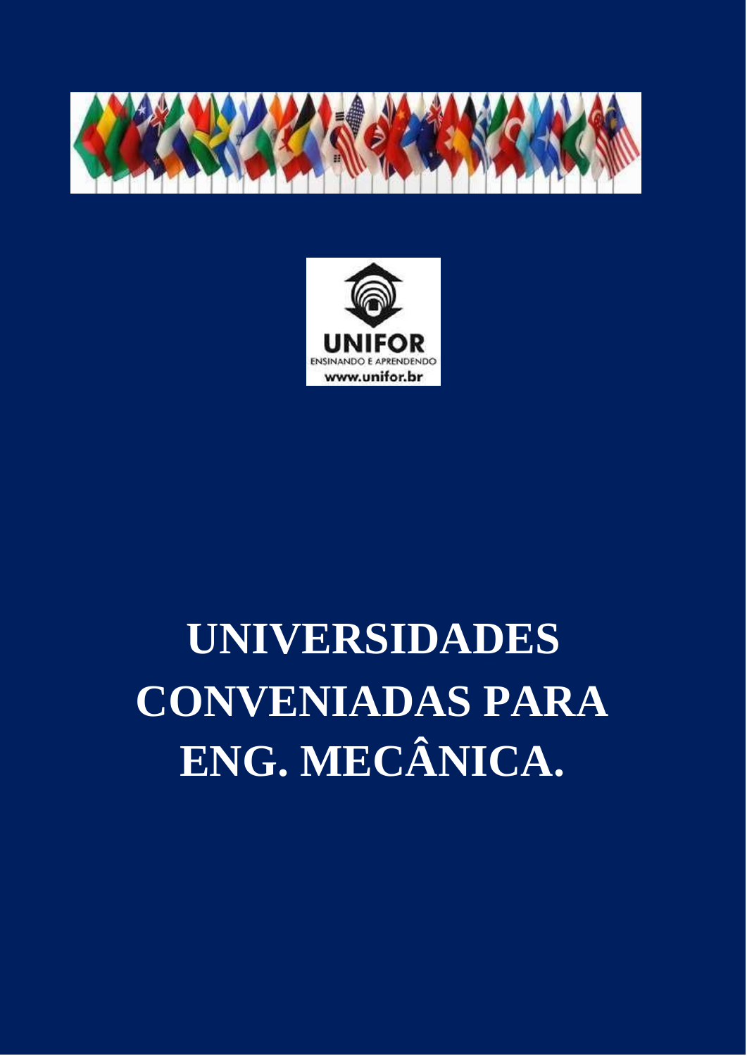UNIFOR
ENSINANDO E APRENDENDO
www.unifor.br

# UNIVERSIDADES CONVENIADAS PARA ENG. MECÂNICA.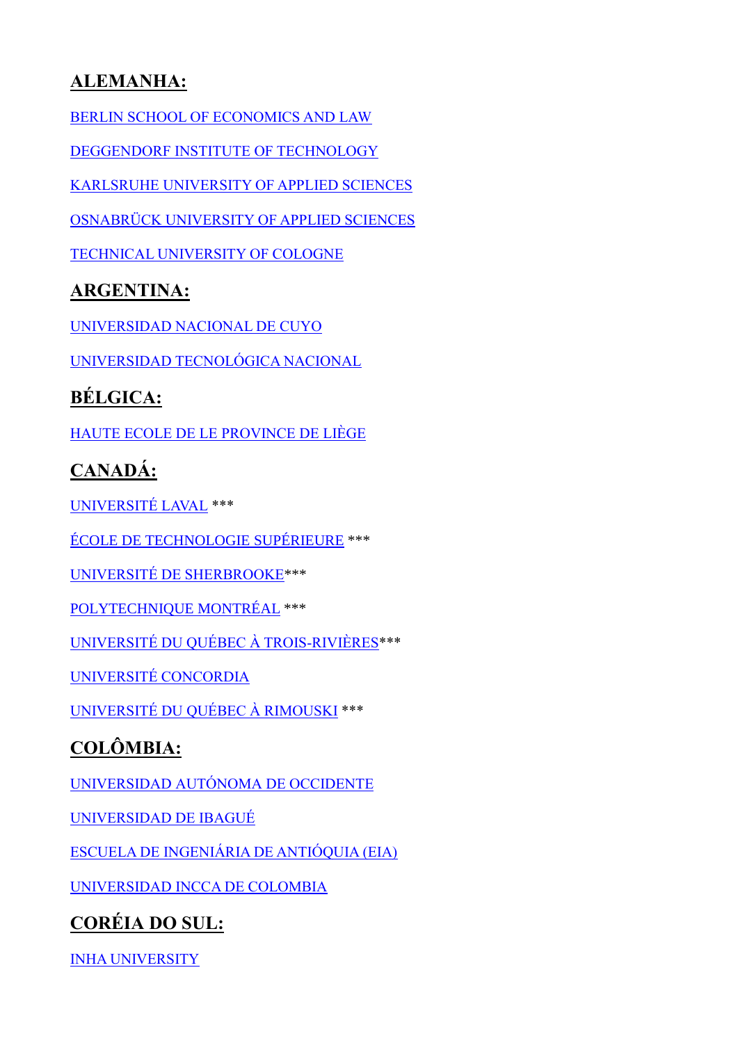## ALEMANHA:

BERLIN SCHOOL OF ECONOMICS AND LAW

DEGGENDORF INSTITUTE OF TECHNOLOGY

KARLSRUHE UNIVERSITY OF APPLIED SCIENCES

OSNABRÜCK UNIVERSITY OF APPLIED SCIENCES

TECHNICAL UNIVERSITY OF COLOGNE

## ARGENTINA:

UNIVERSIDAD NACIONAL DE CUYO

UNIVERSIDAD TECNOLÓGICA NACIONAL

## BÉLGICA:

HAUTE ECOLE DE LE PROVINCE DE LIÈGE

## CANADÁ:

UNIVERSITÉ LAVAL ***

ÉCOLE DE TECHNOLOGIE SUPÉRIEURE ***

UNIVERSITÉ DE SHERBROOKE***

POLYTECHNIQUE MONTRÉAL ***

UNIVERSITÉ DU QUÉBEC À TROIS-RIVIÈRES***

UNIVERSITÉ CONCORDIA

UNIVERSITÉ DU QUÉBEC À RIMOUSKI ***

## COLÔMBIA:

UNIVERSIDAD AUTÓNOMA DE OCCIDENTE

UNIVERSIDAD DE IBAGUÉ

ESCUELA DE INGENIÁRIA DE ANTIÓQUIA (EIA)

UNIVERSIDAD INCCA DE COLOMBIA

## CORÉIA DO SUL:

INHA UNIVERSITY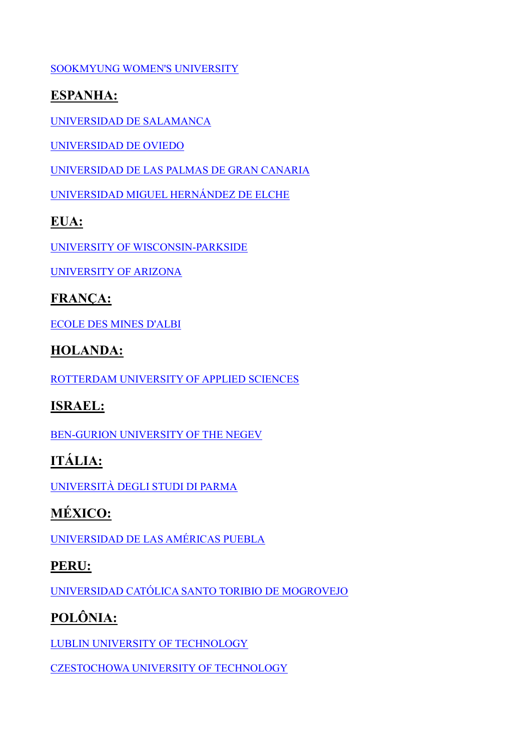SOOKMYUNG WOMEN'S UNIVERSITY

## ESPANHA:

UNIVERSIDAD DE SALAMANCA

UNIVERSIDAD DE OVIEDO

UNIVERSIDAD DE LAS PALMAS DE GRAN CANARIA

UNIVERSIDAD MIGUEL HERNÁNDEZ DE ELCHE

## EUA:

UNIVERSITY OF WISCONSIN-PARKSIDE

UNIVERSITY OF ARIZONA

## FRANÇA:

ECOLE DES MINES D'ALBI

## HOLANDA:

ROTTERDAM UNIVERSITY OF APPLIED SCIENCES

## ISRAEL:

BEN-GURION UNIVERSITY OF THE NEGEV

## ITÁLIA:

UNIVERSITÀ DEGLI STUDI DI PARMA

## MÉXICO:

UNIVERSIDAD DE LAS AMÉRICAS PUEBLA

## PERU:

UNIVERSIDAD CATÓLICA SANTO TORIBIO DE MOGROVEJO

## POLÔNIA:

LUBLIN UNIVERSITY OF TECHNOLOGY

CZESTOCHOWA UNIVERSITY OF TECHNOLOGY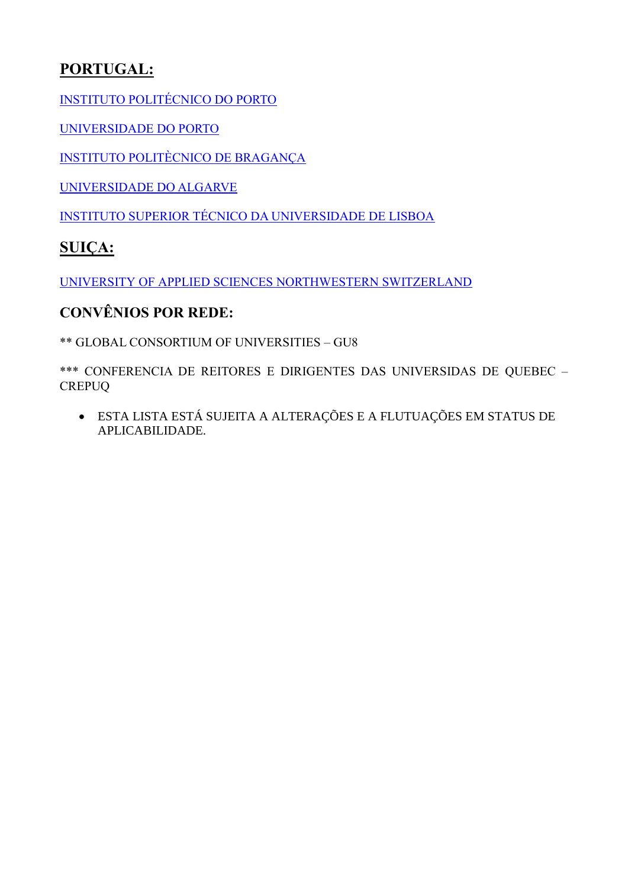## PORTUGAL:

INSTITUTO POLITÉCNICO DO PORTO

UNIVERSIDADE DO PORTO

INSTITUTO POLITÈCNICO DE BRAGANÇA

UNIVERSIDADE DO ALGARVE

INSTITUTO SUPERIOR TÉCNICO DA UNIVERSIDADE DE LISBOA

## SUIÇA:

UNIVERSITY OF APPLIED SCIENCES NORTHWESTERN SWITZERLAND

## CONVÊNIOS POR REDE:

** GLOBAL CONSORTIUM OF UNIVERSITIES – GU8

*** CONFERENCIA DE REITORES E DIRIGENTES DAS UNIVERSIDAS DE QUEBEC – CREPUQ

- ESTA LISTA ESTÁ SUJEITA A ALTERAÇÕES E A FLUTUAÇÕES EM STATUS DE APLICABILIDADE.